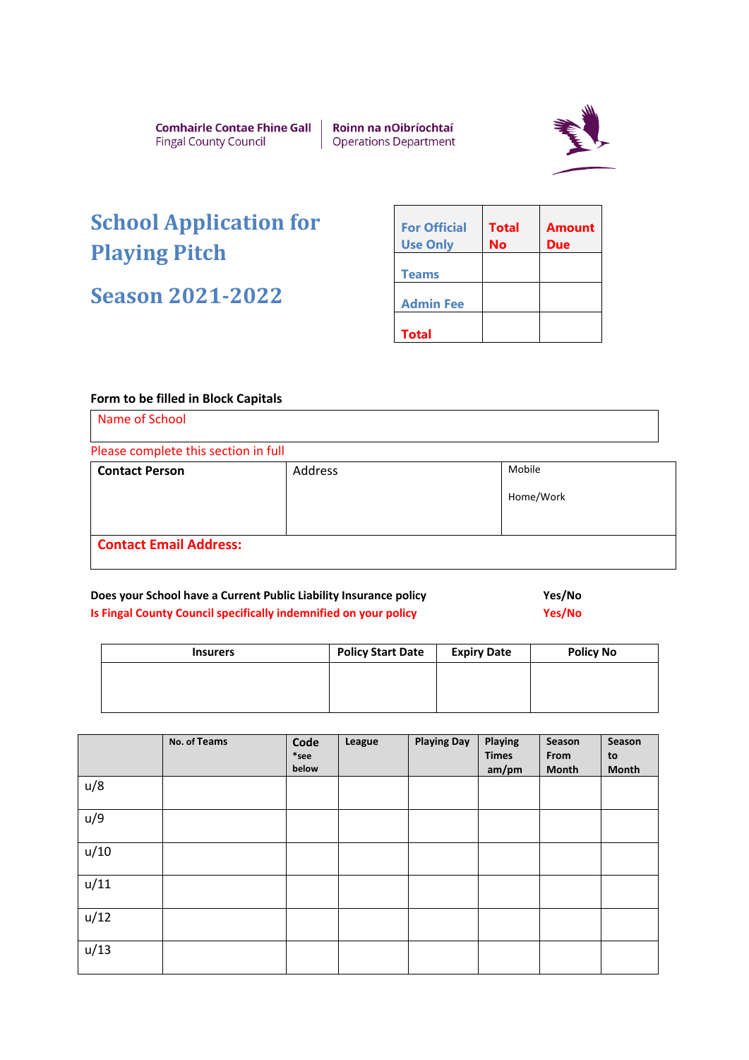Comhairle Contae Fhine Gall | Roinn na nOibríochtaí
Fingal County Council | Operations Department

# School Application for Playing Pitch

# Season 2021-2022

| For Official Use Only | Total No | Amount Due |
|---|---|---|
| Teams | | |
| Admin Fee | | |
| Total | | |

**Form to be filled in Block Capitals**

| Name of School |
|---|
| |

Please complete this section in full

| **Contact Person** | Address | Mobile<br><br>Home/Work |
|---|---|---|
| **Contact Email Address:** | | |

**Does your School have a Current Public Liability Insurance policy** **Yes/No**

**Is Fingal County Council specifically indemnified on your policy** **Yes/No**

| Insurers | Policy Start Date | Expiry Date | Policy No |
|---|---|---|---|
| | | | |

| | No. of Teams | Code *see below | League | Playing Day | Playing Times am/pm | Season From Month | Season to Month |
|---|---|---|---|---|---|---|---|
| u/8 | | | | | | | |
| u/9 | | | | | | | |
| u/10 | | | | | | | |
| u/11 | | | | | | | |
| u/12 | | | | | | | |
| u/13 | | | | | | | |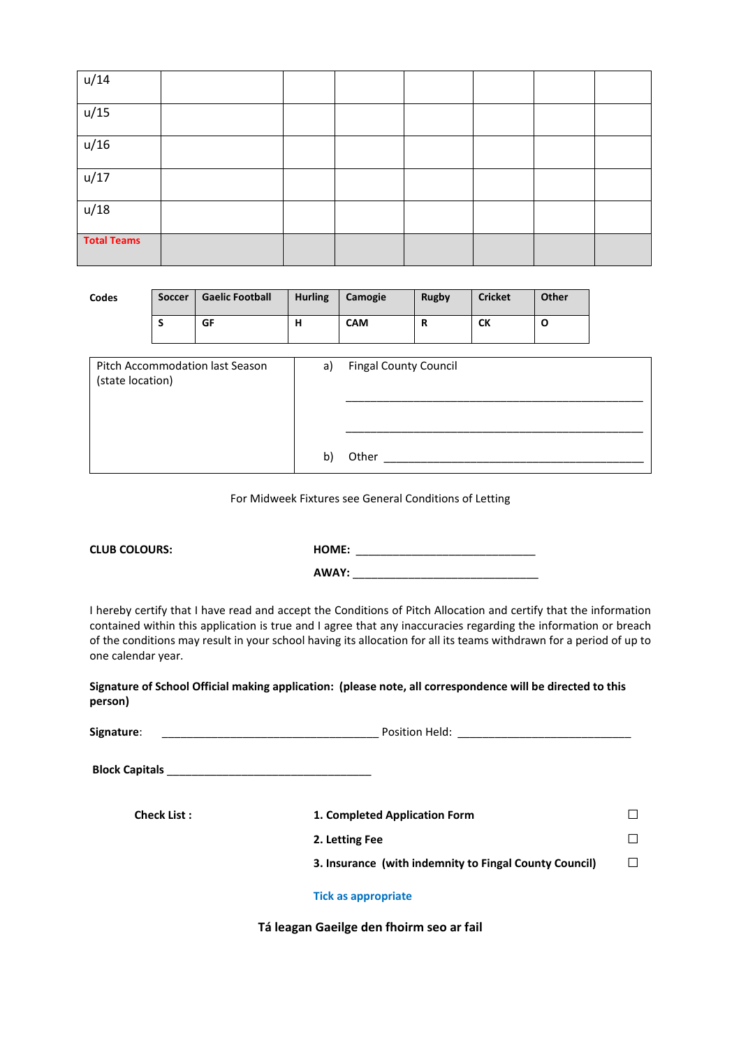| | | | | | | | |
|---|---|---|---|---|---|---|---|
| u/14 | | | | | | | |
| u/15 | | | | | | | |
| u/16 | | | | | | | |
| u/17 | | | | | | | |
| u/18 | | | | | | | |
| **Total Teams** | | | | | | | |

| **Codes** | **Soccer** | **Gaelic Football** | **Hurling** | **Camogie** | **Rugby** | **Cricket** | **Other** |
|---|---|---|---|---|---|---|---|
| | **S** | **GF** | **H** | **CAM** | **R** | **CK** | **O** |

| | |
|---|---|
| Pitch Accommodation last Season (state location) | a) Fingal County Council ___________________________ ___________________________ b) Other ___________________________ |

For Midweek Fixtures see General Conditions of Letting

**CLUB COLOURS:** **HOME:** ______________________________

**AWAY:** ______________________________

I hereby certify that I have read and accept the Conditions of Pitch Allocation and certify that the information contained within this application is true and I agree that any inaccuracies regarding the information or breach of the conditions may result in your school having its allocation for all its teams withdrawn for a period of up to one calendar year.

**Signature of School Official making application: (please note, all correspondence will be directed to this person)**

**Signature**: ____________________________________ Position Held: ____________________________

**Block Capitals** __________________________________

**Check List :**

**1. Completed Application Form** ☐

**2. Letting Fee** ☐

**3. Insurance (with indemnity to Fingal County Council)** ☐

**Tick as appropriate**

**Tá leagan Gaeilge den fhoirm seo ar fail**